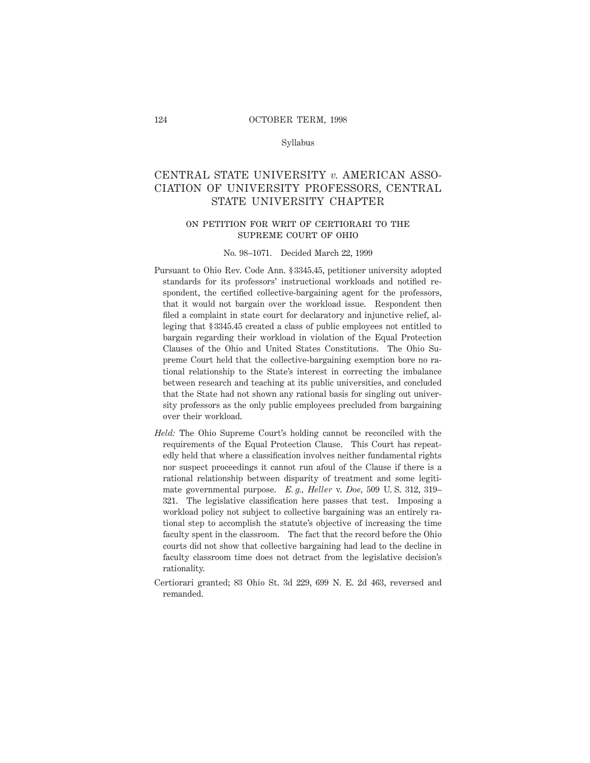Syllabus

# CENTRAL STATE UNIVERSITY *v.* AMERICAN ASSOCIATION OF UNIVERSITY PROFESSORS, CENTRAL STATE UNIVERSITY CHAPTER

## ON PETITION FOR WRIT OF CERTIORARI TO THE SUPREME COURT OF OHIO

No. 98–1071. Decided March 22, 1999

Pursuant to Ohio Rev. Code Ann. § 3345.45, petitioner university adopted standards for its professors' instructional workloads and notified respondent, the certified collective-bargaining agent for the professors, that it would not bargain over the workload issue. Respondent then filed a complaint in state court for declaratory and injunctive relief, alleging that § 3345.45 created a class of public employees not entitled to bargain regarding their workload in violation of the Equal Protection Clauses of the Ohio and United States Constitutions. The Ohio Supreme Court held that the collective-bargaining exemption bore no rational relationship to the State's interest in correcting the imbalance between research and teaching at its public universities, and concluded that the State had not shown any rational basis for singling out university professors as the only public employees precluded from bargaining over their workload.

*Held:* The Ohio Supreme Court's holding cannot be reconciled with the requirements of the Equal Protection Clause. This Court has repeatedly held that where a classification involves neither fundamental rights nor suspect proceedings it cannot run afoul of the Clause if there is a rational relationship between disparity of treatment and some legitimate governmental purpose. *E. g., Heller* v. *Doe*, 509 U. S. 312, 319–321. The legislative classification here passes that test. Imposing a workload policy not subject to collective bargaining was an entirely rational step to accomplish the statute's objective of increasing the time faculty spent in the classroom. The fact that the record before the Ohio courts did not show that collective bargaining had lead to the decline in faculty classroom time does not detract from the legislative decision's rationality.

Certiorari granted; 83 Ohio St. 3d 229, 699 N. E. 2d 463, reversed and remanded.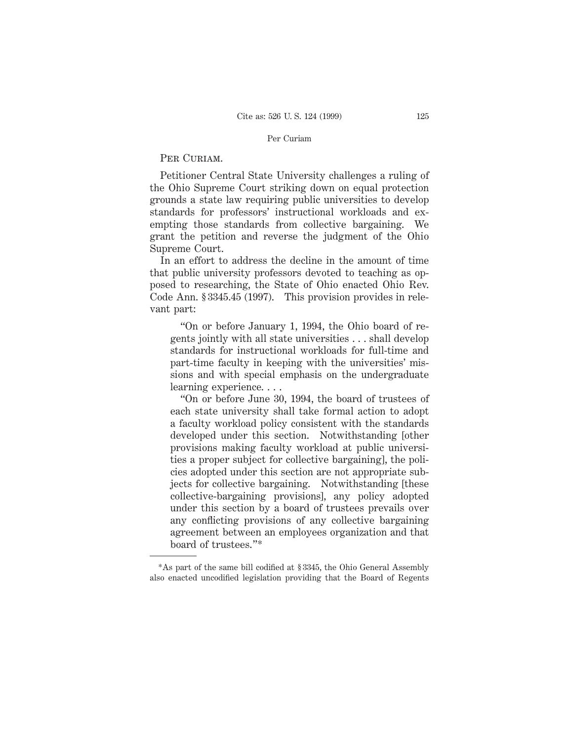PER CURIAM.

Petitioner Central State University challenges a ruling of the Ohio Supreme Court striking down on equal protection grounds a state law requiring public universities to develop standards for professors' instructional workloads and exempting those standards from collective bargaining. We grant the petition and reverse the judgment of the Ohio Supreme Court.

In an effort to address the decline in the amount of time that public university professors devoted to teaching as opposed to researching, the State of Ohio enacted Ohio Rev. Code Ann. § 3345.45 (1997). This provision provides in relevant part:

> "On or before January 1, 1994, the Ohio board of regents jointly with all state universities . . . shall develop standards for instructional workloads for full-time and part-time faculty in keeping with the universities' missions and with special emphasis on the undergraduate learning experience. . . .
>
> "On or before June 30, 1994, the board of trustees of each state university shall take formal action to adopt a faculty workload policy consistent with the standards developed under this section. Notwithstanding [other provisions making faculty workload at public universities a proper subject for collective bargaining], the policies adopted under this section are not appropriate subjects for collective bargaining. Notwithstanding [these collective-bargaining provisions], any policy adopted under this section by a board of trustees prevails over any conflicting provisions of any collective bargaining agreement between an employees organization and that board of trustees."*

---

*As part of the same bill codified at § 3345, the Ohio General Assembly also enacted uncodified legislation providing that the Board of Regents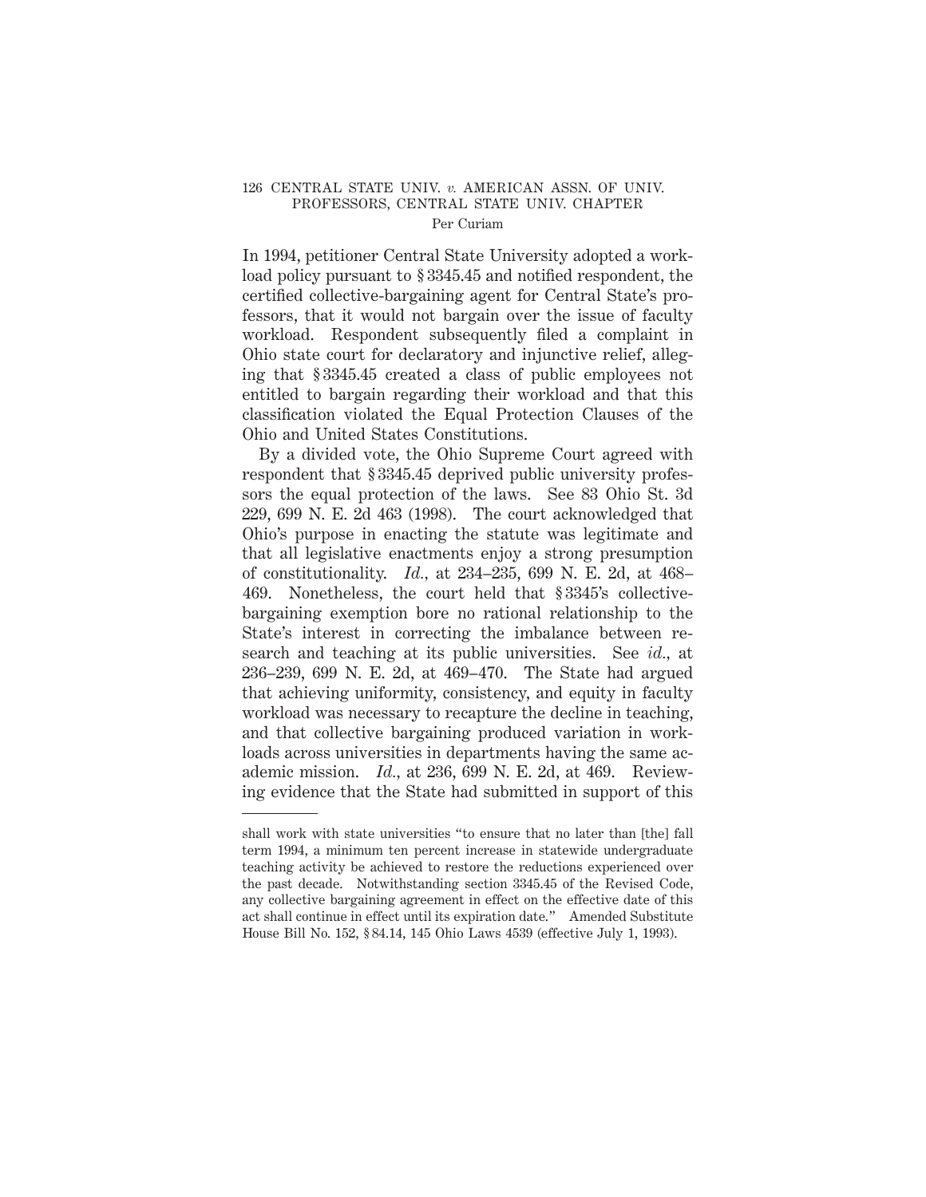In 1994, petitioner Central State University adopted a workload policy pursuant to § 3345.45 and notified respondent, the certified collective-bargaining agent for Central State's professors, that it would not bargain over the issue of faculty workload. Respondent subsequently filed a complaint in Ohio state court for declaratory and injunctive relief, alleging that § 3345.45 created a class of public employees not entitled to bargain regarding their workload and that this classification violated the Equal Protection Clauses of the Ohio and United States Constitutions.

By a divided vote, the Ohio Supreme Court agreed with respondent that § 3345.45 deprived public university professors the equal protection of the laws. See 83 Ohio St. 3d 229, 699 N. E. 2d 463 (1998). The court acknowledged that Ohio's purpose in enacting the statute was legitimate and that all legislative enactments enjoy a strong presumption of constitutionality. *Id.*, at 234–235, 699 N. E. 2d, at 468–469. Nonetheless, the court held that § 3345's collective-bargaining exemption bore no rational relationship to the State's interest in correcting the imbalance between research and teaching at its public universities. See *id.*, at 236–239, 699 N. E. 2d, at 469–470. The State had argued that achieving uniformity, consistency, and equity in faculty workload was necessary to recapture the decline in teaching, and that collective bargaining produced variation in workloads across universities in departments having the same academic mission. *Id.*, at 236, 699 N. E. 2d, at 469. Reviewing evidence that the State had submitted in support of this

---

shall work with state universities "to ensure that no later than [the] fall term 1994, a minimum ten percent increase in statewide undergraduate teaching activity be achieved to restore the reductions experienced over the past decade. Notwithstanding section 3345.45 of the Revised Code, any collective bargaining agreement in effect on the effective date of this act shall continue in effect until its expiration date." Amended Substitute House Bill No. 152, § 84.14, 145 Ohio Laws 4539 (effective July 1, 1993).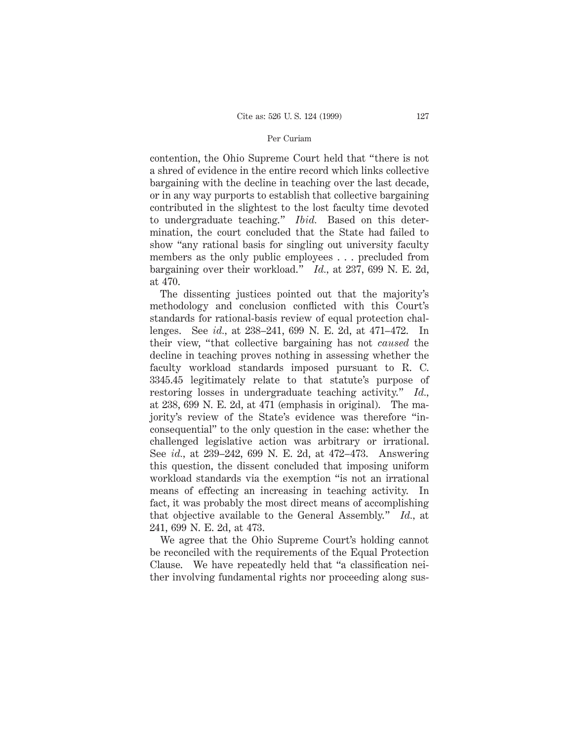contention, the Ohio Supreme Court held that "there is not a shred of evidence in the entire record which links collective bargaining with the decline in teaching over the last decade, or in any way purports to establish that collective bargaining contributed in the slightest to the lost faculty time devoted to undergraduate teaching." *Ibid.* Based on this determination, the court concluded that the State had failed to show "any rational basis for singling out university faculty members as the only public employees . . . precluded from bargaining over their workload." *Id.*, at 237, 699 N. E. 2d, at 470.

The dissenting justices pointed out that the majority's methodology and conclusion conflicted with this Court's standards for rational-basis review of equal protection challenges. See *id.*, at 238–241, 699 N. E. 2d, at 471–472. In their view, "that collective bargaining has not *caused* the decline in teaching proves nothing in assessing whether the faculty workload standards imposed pursuant to R. C. 3345.45 legitimately relate to that statute's purpose of restoring losses in undergraduate teaching activity." *Id.*, at 238, 699 N. E. 2d, at 471 (emphasis in original). The majority's review of the State's evidence was therefore "inconsequential" to the only question in the case: whether the challenged legislative action was arbitrary or irrational. See *id.*, at 239–242, 699 N. E. 2d, at 472–473. Answering this question, the dissent concluded that imposing uniform workload standards via the exemption "is not an irrational means of effecting an increasing in teaching activity. In fact, it was probably the most direct means of accomplishing that objective available to the General Assembly." *Id.*, at 241, 699 N. E. 2d, at 473.

We agree that the Ohio Supreme Court's holding cannot be reconciled with the requirements of the Equal Protection Clause. We have repeatedly held that "a classification neither involving fundamental rights nor proceeding along sus-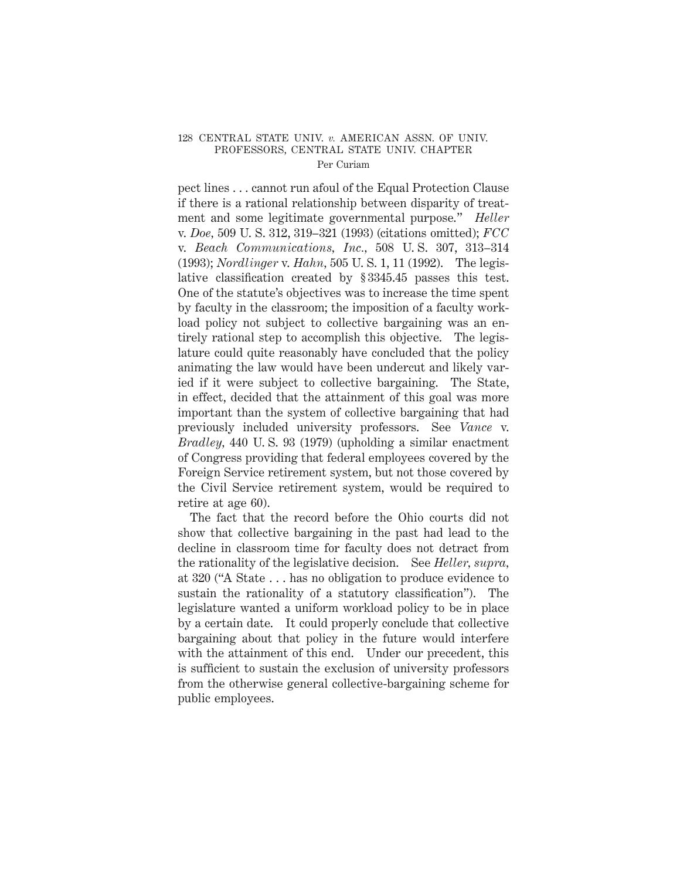pect lines . . . cannot run afoul of the Equal Protection Clause if there is a rational relationship between disparity of treatment and some legitimate governmental purpose." *Heller* v. *Doe*, 509 U. S. 312, 319–321 (1993) (citations omitted); *FCC* v. *Beach Communications, Inc.*, 508 U. S. 307, 313–314 (1993); *Nordlinger* v. *Hahn*, 505 U. S. 1, 11 (1992). The legislative classification created by § 3345.45 passes this test. One of the statute's objectives was to increase the time spent by faculty in the classroom; the imposition of a faculty workload policy not subject to collective bargaining was an entirely rational step to accomplish this objective. The legislature could quite reasonably have concluded that the policy animating the law would have been undercut and likely varied if it were subject to collective bargaining. The State, in effect, decided that the attainment of this goal was more important than the system of collective bargaining that had previously included university professors. See *Vance* v. *Bradley*, 440 U. S. 93 (1979) (upholding a similar enactment of Congress providing that federal employees covered by the Foreign Service retirement system, but not those covered by the Civil Service retirement system, would be required to retire at age 60).

The fact that the record before the Ohio courts did not show that collective bargaining in the past had lead to the decline in classroom time for faculty does not detract from the rationality of the legislative decision. See *Heller*, *supra*, at 320 ("A State . . . has no obligation to produce evidence to sustain the rationality of a statutory classification"). The legislature wanted a uniform workload policy to be in place by a certain date. It could properly conclude that collective bargaining about that policy in the future would interfere with the attainment of this end. Under our precedent, this is sufficient to sustain the exclusion of university professors from the otherwise general collective-bargaining scheme for public employees.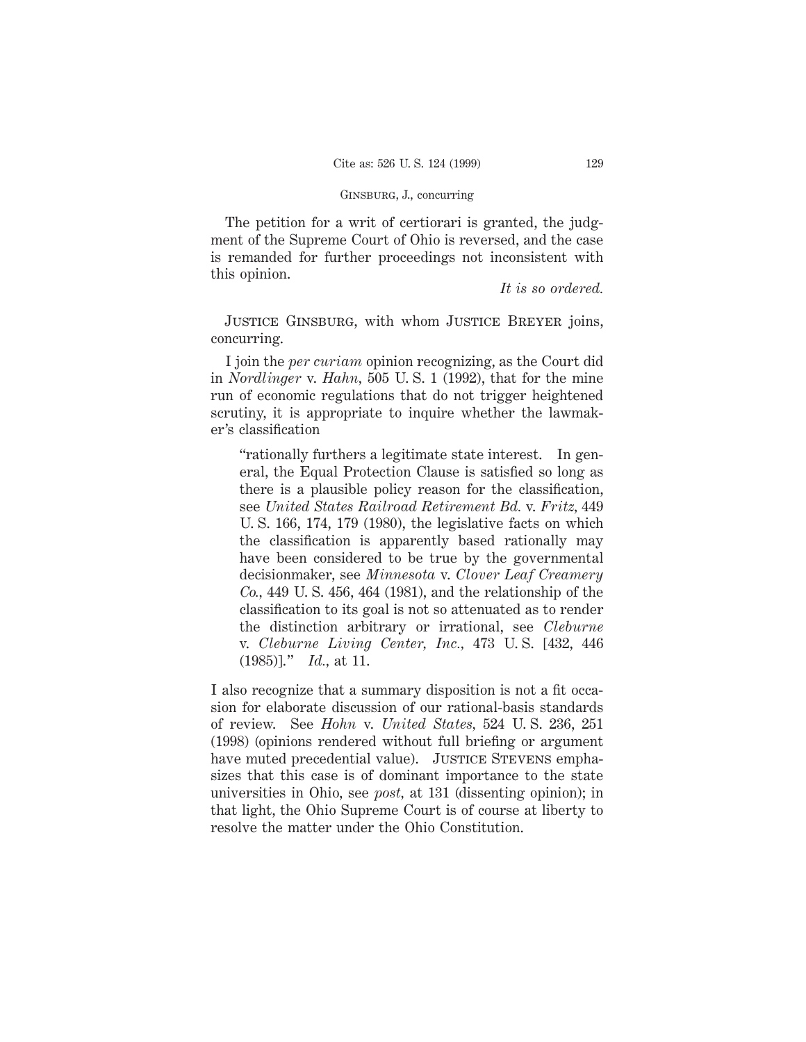The petition for a writ of certiorari is granted, the judgment of the Supreme Court of Ohio is reversed, and the case is remanded for further proceedings not inconsistent with this opinion.

*It is so ordered.*

Justice Ginsburg, with whom Justice Breyer joins, concurring.

I join the *per curiam* opinion recognizing, as the Court did in *Nordlinger* v. *Hahn,* 505 U. S. 1 (1992), that for the mine run of economic regulations that do not trigger heightened scrutiny, it is appropriate to inquire whether the lawmaker's classification

> "rationally furthers a legitimate state interest. In general, the Equal Protection Clause is satisfied so long as there is a plausible policy reason for the classification, see *United States Railroad Retirement Bd.* v. *Fritz,* 449 U. S. 166, 174, 179 (1980), the legislative facts on which the classification is apparently based rationally may have been considered to be true by the governmental decisionmaker, see *Minnesota* v. *Clover Leaf Creamery Co.,* 449 U. S. 456, 464 (1981), and the relationship of the classification to its goal is not so attenuated as to render the distinction arbitrary or irrational, see *Cleburne* v. *Cleburne Living Center, Inc.,* 473 U. S. [432, 446 (1985)]." *Id.,* at 11.

I also recognize that a summary disposition is not a fit occasion for elaborate discussion of our rational-basis standards of review. See *Hohn* v. *United States,* 524 U. S. 236, 251 (1998) (opinions rendered without full briefing or argument have muted precedential value). Justice Stevens emphasizes that this case is of dominant importance to the state universities in Ohio, see *post,* at 131 (dissenting opinion); in that light, the Ohio Supreme Court is of course at liberty to resolve the matter under the Ohio Constitution.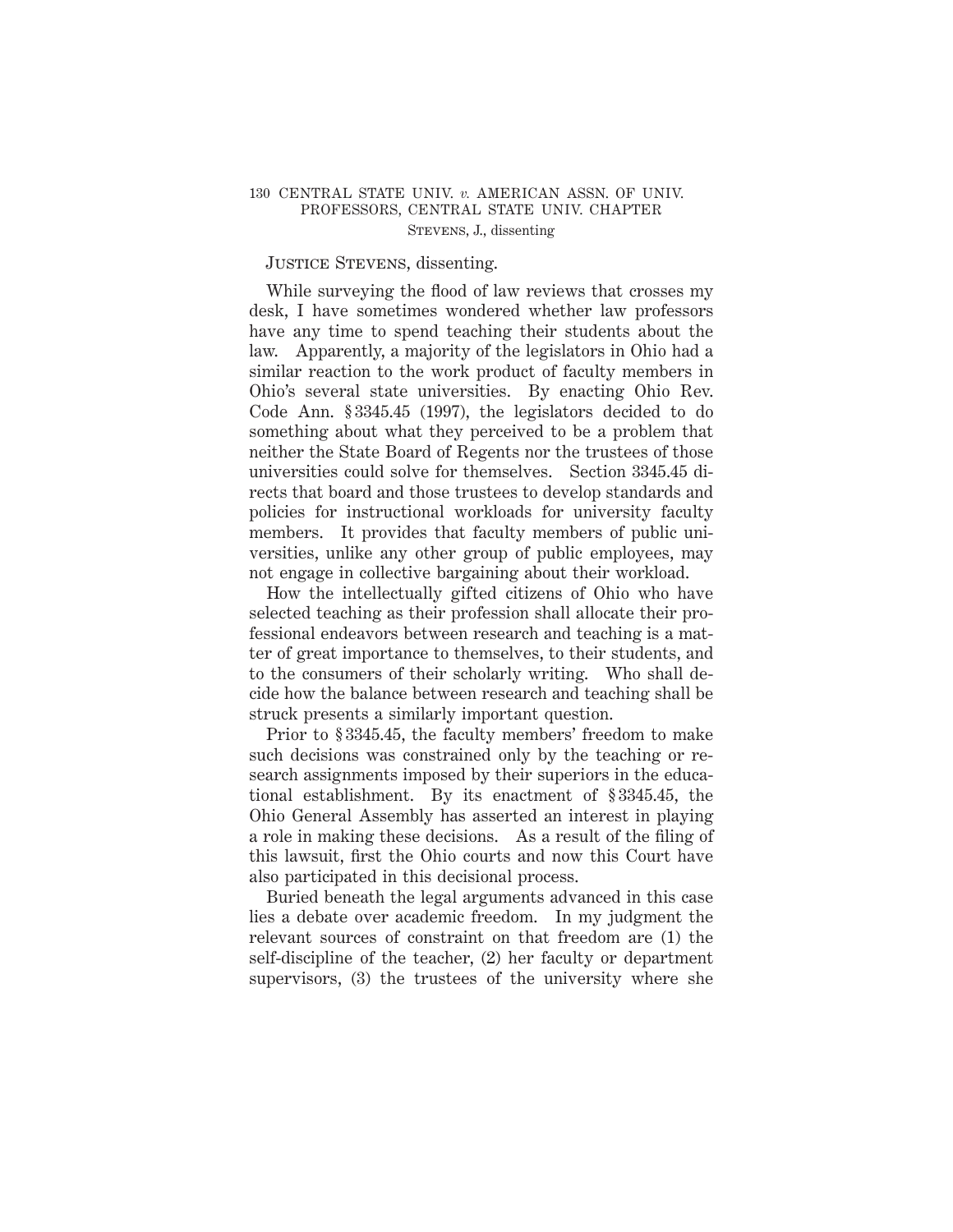JUSTICE STEVENS, dissenting.

While surveying the flood of law reviews that crosses my desk, I have sometimes wondered whether law professors have any time to spend teaching their students about the law. Apparently, a majority of the legislators in Ohio had a similar reaction to the work product of faculty members in Ohio's several state universities. By enacting Ohio Rev. Code Ann. § 3345.45 (1997), the legislators decided to do something about what they perceived to be a problem that neither the State Board of Regents nor the trustees of those universities could solve for themselves. Section 3345.45 directs that board and those trustees to develop standards and policies for instructional workloads for university faculty members. It provides that faculty members of public universities, unlike any other group of public employees, may not engage in collective bargaining about their workload.

How the intellectually gifted citizens of Ohio who have selected teaching as their profession shall allocate their professional endeavors between research and teaching is a matter of great importance to themselves, to their students, and to the consumers of their scholarly writing. Who shall decide how the balance between research and teaching shall be struck presents a similarly important question.

Prior to § 3345.45, the faculty members' freedom to make such decisions was constrained only by the teaching or research assignments imposed by their superiors in the educational establishment. By its enactment of § 3345.45, the Ohio General Assembly has asserted an interest in playing a role in making these decisions. As a result of the filing of this lawsuit, first the Ohio courts and now this Court have also participated in this decisional process.

Buried beneath the legal arguments advanced in this case lies a debate over academic freedom. In my judgment the relevant sources of constraint on that freedom are (1) the self-discipline of the teacher, (2) her faculty or department supervisors, (3) the trustees of the university where she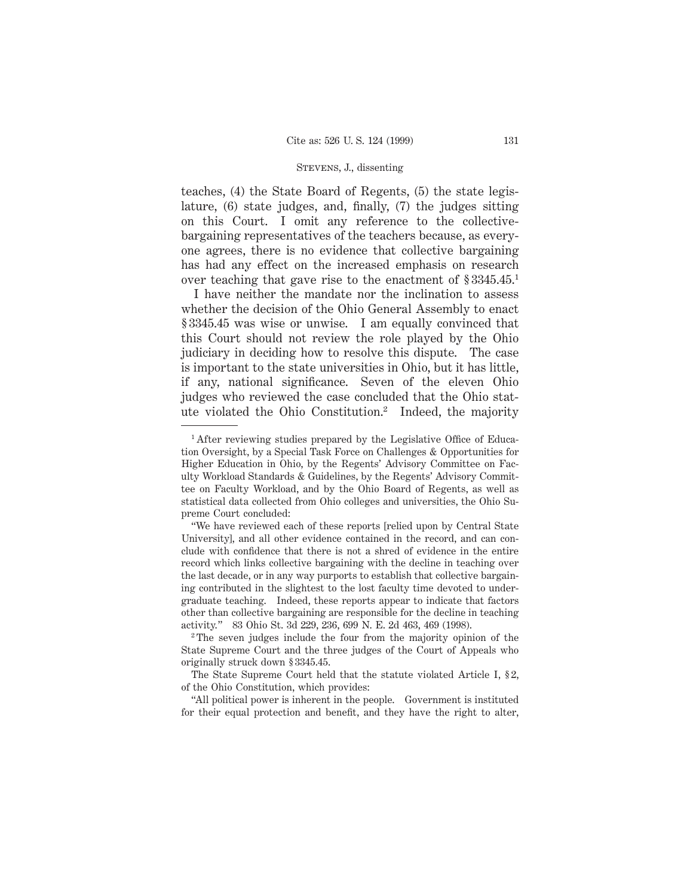teaches, (4) the State Board of Regents, (5) the state legislature, (6) state judges, and, finally, (7) the judges sitting on this Court. I omit any reference to the collective-bargaining representatives of the teachers because, as everyone agrees, there is no evidence that collective bargaining has had any effect on the increased emphasis on research over teaching that gave rise to the enactment of § 3345.45.[1]

I have neither the mandate nor the inclination to assess whether the decision of the Ohio General Assembly to enact § 3345.45 was wise or unwise. I am equally convinced that this Court should not review the role played by the Ohio judiciary in deciding how to resolve this dispute. The case is important to the state universities in Ohio, but it has little, if any, national significance. Seven of the eleven Ohio judges who reviewed the case concluded that the Ohio statute violated the Ohio Constitution.[2] Indeed, the majority

---

[1] After reviewing studies prepared by the Legislative Office of Education Oversight, by a Special Task Force on Challenges & Opportunities for Higher Education in Ohio, by the Regents' Advisory Committee on Faculty Workload Standards & Guidelines, by the Regents' Advisory Committee on Faculty Workload, and by the Ohio Board of Regents, as well as statistical data collected from Ohio colleges and universities, the Ohio Supreme Court concluded:

"We have reviewed each of these reports [relied upon by Central State University], and all other evidence contained in the record, and can conclude with confidence that there is not a shred of evidence in the entire record which links collective bargaining with the decline in teaching over the last decade, or in any way purports to establish that collective bargaining contributed in the slightest to the lost faculty time devoted to undergraduate teaching. Indeed, these reports appear to indicate that factors other than collective bargaining are responsible for the decline in teaching activity." 83 Ohio St. 3d 229, 236, 699 N. E. 2d 463, 469 (1998).

[2] The seven judges include the four from the majority opinion of the State Supreme Court and the three judges of the Court of Appeals who originally struck down § 3345.45.

The State Supreme Court held that the statute violated Article I, § 2, of the Ohio Constitution, which provides:

"All political power is inherent in the people. Government is instituted for their equal protection and benefit, and they have the right to alter,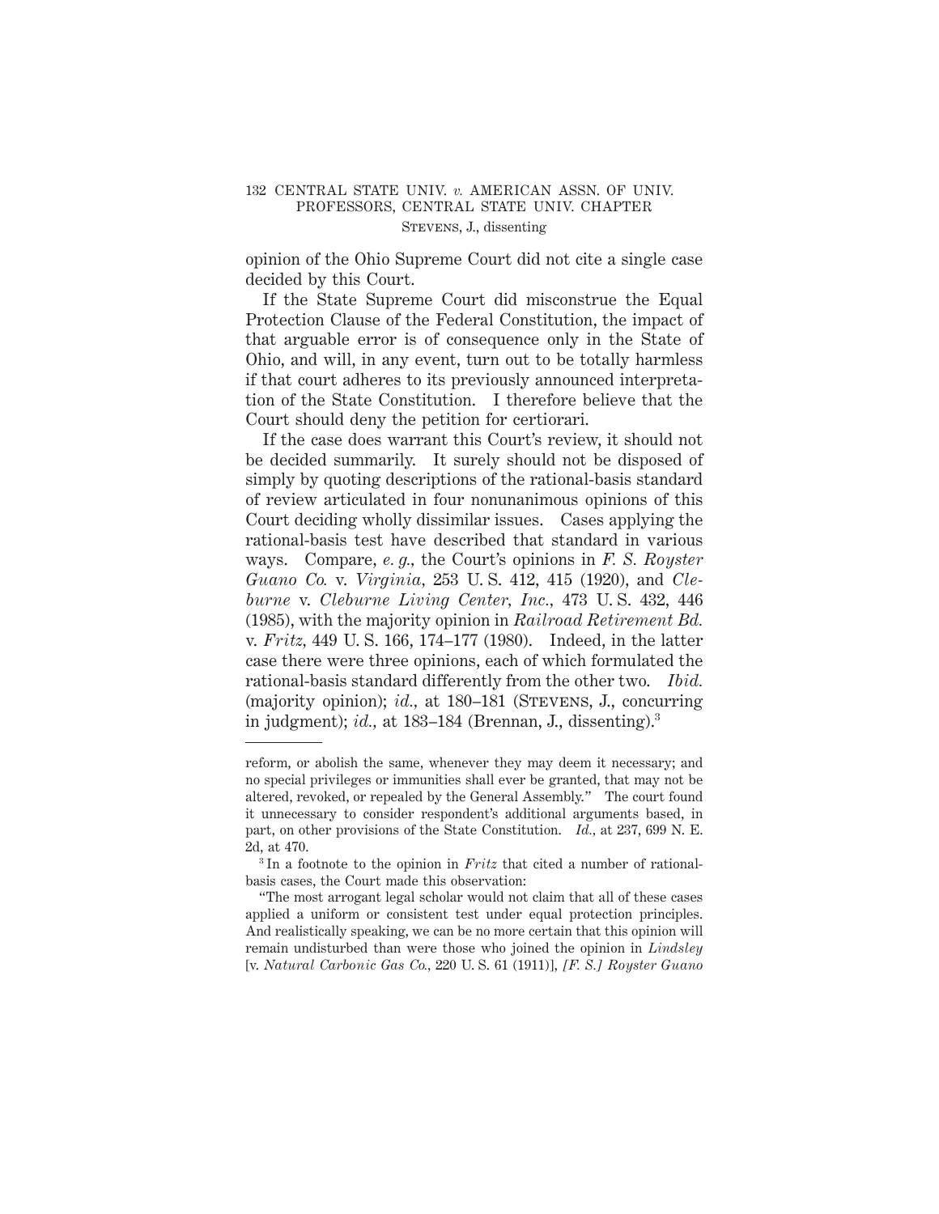opinion of the Ohio Supreme Court did not cite a single case decided by this Court.

If the State Supreme Court did misconstrue the Equal Protection Clause of the Federal Constitution, the impact of that arguable error is of consequence only in the State of Ohio, and will, in any event, turn out to be totally harmless if that court adheres to its previously announced interpretation of the State Constitution. I therefore believe that the Court should deny the petition for certiorari.

If the case does warrant this Court's review, it should not be decided summarily. It surely should not be disposed of simply by quoting descriptions of the rational-basis standard of review articulated in four nonunanimous opinions of this Court deciding wholly dissimilar issues. Cases applying the rational-basis test have described that standard in various ways. Compare, *e. g.*, the Court's opinions in *F. S. Royster Guano Co.* v. *Virginia*, 253 U. S. 412, 415 (1920), and *Cleburne* v. *Cleburne Living Center, Inc.*, 473 U. S. 432, 446 (1985), with the majority opinion in *Railroad Retirement Bd.* v. *Fritz*, 449 U. S. 166, 174–177 (1980). Indeed, in the latter case there were three opinions, each of which formulated the rational-basis standard differently from the other two. *Ibid.* (majority opinion); *id.*, at 180–181 (STEVENS, J., concurring in judgment); *id.*, at 183–184 (Brennan, J., dissenting).[3]

---

reform, or abolish the same, whenever they may deem it necessary; and no special privileges or immunities shall ever be granted, that may not be altered, revoked, or repealed by the General Assembly." The court found it unnecessary to consider respondent's additional arguments based, in part, on other provisions of the State Constitution. *Id.*, at 237, 699 N. E. 2d, at 470.

[3] In a footnote to the opinion in *Fritz* that cited a number of rational-basis cases, the Court made this observation:

"The most arrogant legal scholar would not claim that all of these cases applied a uniform or consistent test under equal protection principles. And realistically speaking, we can be no more certain that this opinion will remain undisturbed than were those who joined the opinion in *Lindsley* [v. *Natural Carbonic Gas Co.*, 220 U. S. 61 (1911)], *[F. S.] Royster Guano*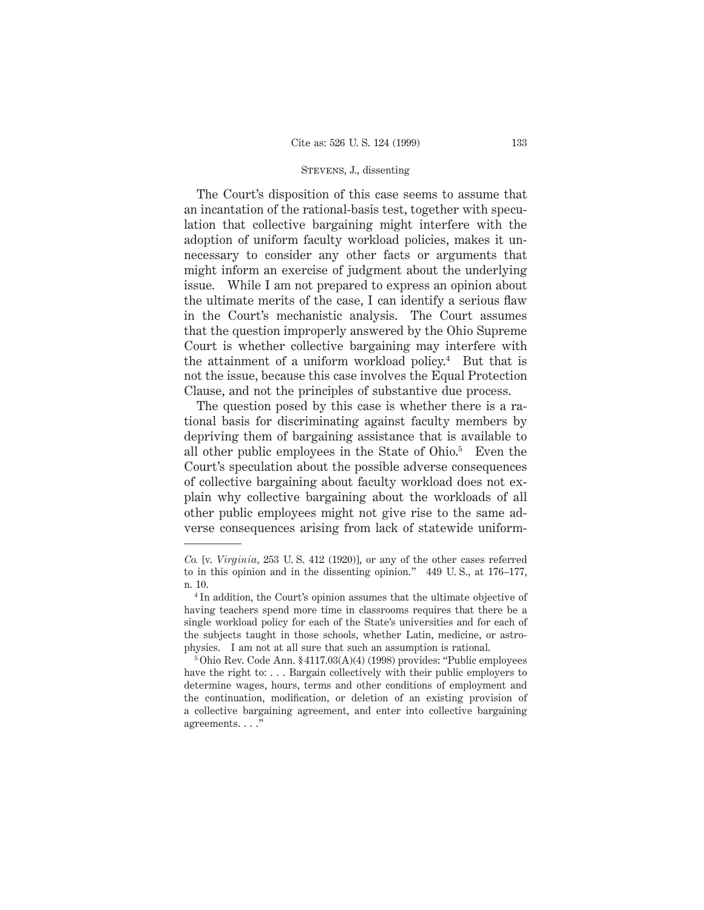The Court's disposition of this case seems to assume that an incantation of the rational-basis test, together with speculation that collective bargaining might interfere with the adoption of uniform faculty workload policies, makes it unnecessary to consider any other facts or arguments that might inform an exercise of judgment about the underlying issue. While I am not prepared to express an opinion about the ultimate merits of the case, I can identify a serious flaw in the Court's mechanistic analysis. The Court assumes that the question improperly answered by the Ohio Supreme Court is whether collective bargaining may interfere with the attainment of a uniform workload policy.[4] But that is not the issue, because this case involves the Equal Protection Clause, and not the principles of substantive due process.

The question posed by this case is whether there is a rational basis for discriminating against faculty members by depriving them of bargaining assistance that is available to all other public employees in the State of Ohio.[5] Even the Court's speculation about the possible adverse consequences of collective bargaining about faculty workload does not explain why collective bargaining about the workloads of all other public employees might not give rise to the same adverse consequences arising from lack of statewide uniform-

---

*Co.* [v. *Virginia*, 253 U. S. 412 (1920)], or any of the other cases referred to in this opinion and in the dissenting opinion." 449 U. S., at 176–177, n. 10.

[4] In addition, the Court's opinion assumes that the ultimate objective of having teachers spend more time in classrooms requires that there be a single workload policy for each of the State's universities and for each of the subjects taught in those schools, whether Latin, medicine, or astrophysics. I am not at all sure that such an assumption is rational.

[5] Ohio Rev. Code Ann. § 4117.03(A)(4) (1998) provides: "Public employees have the right to: . . . Bargain collectively with their public employers to determine wages, hours, terms and other conditions of employment and the continuation, modification, or deletion of an existing provision of a collective bargaining agreement, and enter into collective bargaining agreements. . . ."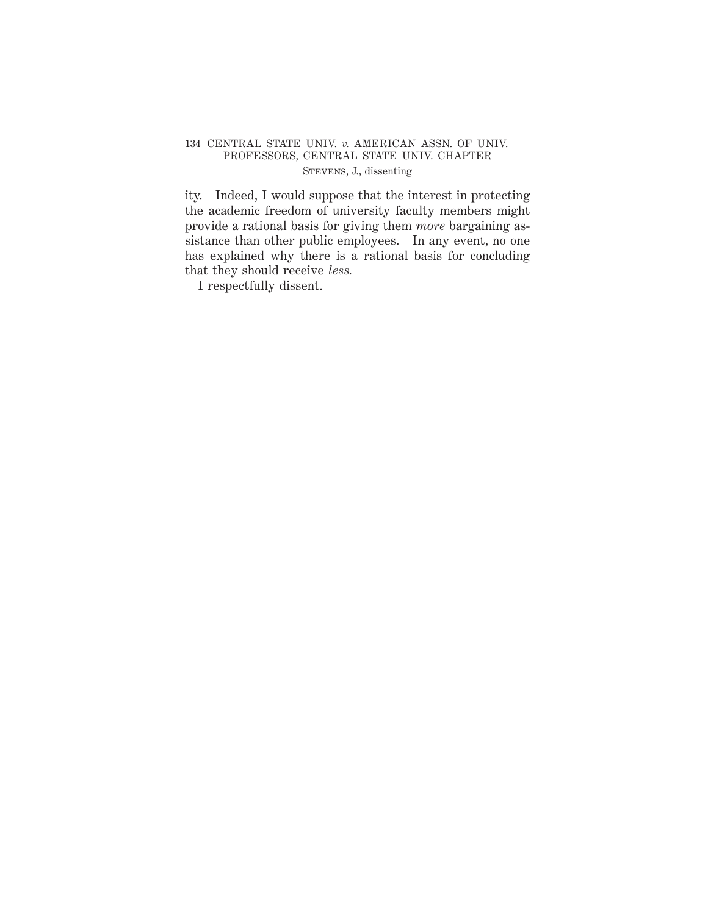ity. Indeed, I would suppose that the interest in protecting the academic freedom of university faculty members might provide a rational basis for giving them *more* bargaining assistance than other public employees. In any event, no one has explained why there is a rational basis for concluding that they should receive *less.*

I respectfully dissent.